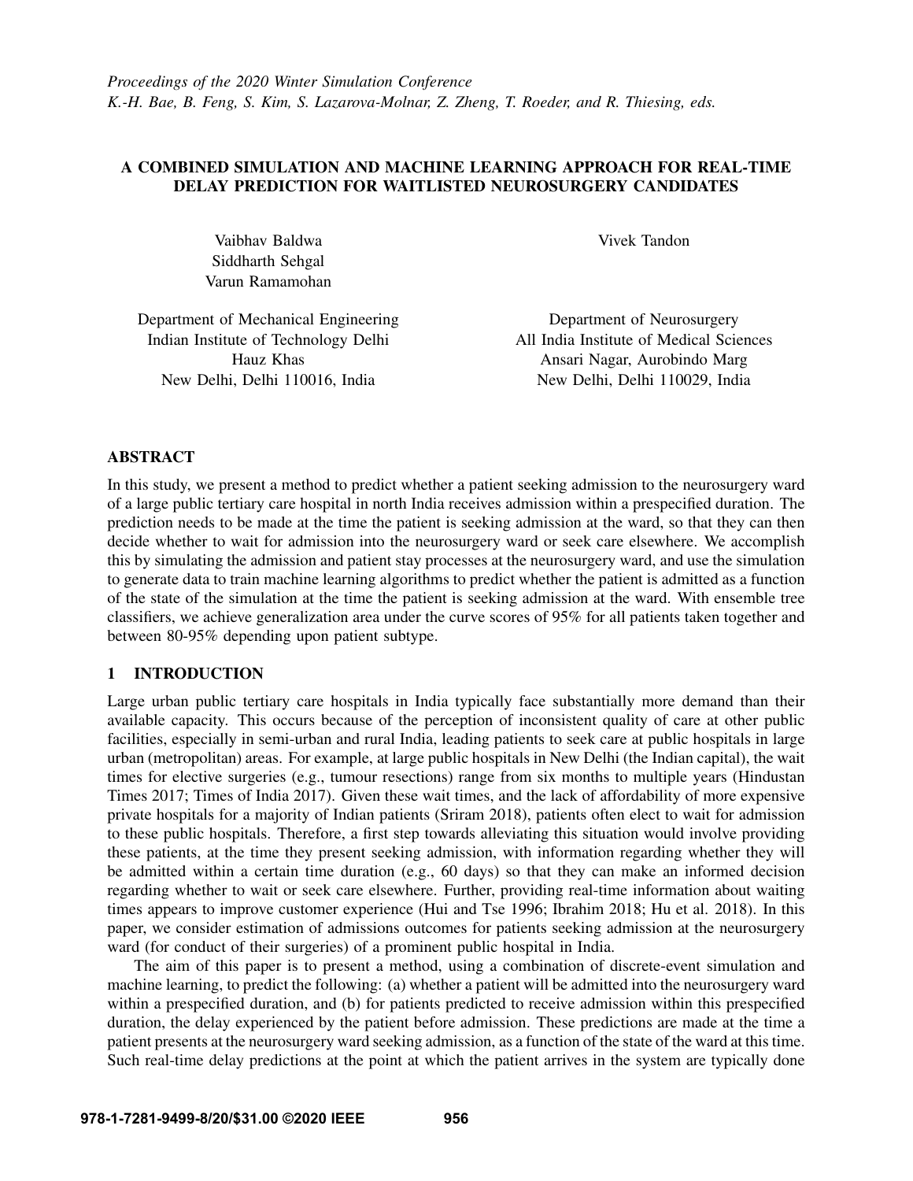*Proceedings of the 2020 Winter Simulation Conference*
*K.-H. Bae, B. Feng, S. Kim, S. Lazarova-Molnar, Z. Zheng, T. Roeder, and R. Thiesing, eds.*

# A COMBINED SIMULATION AND MACHINE LEARNING APPROACH FOR REAL-TIME DELAY PREDICTION FOR WAITLISTED NEUROSURGERY CANDIDATES

Vaibhav Baldwa
Siddharth Sehgal
Varun Ramamohan

Department of Mechanical Engineering
Indian Institute of Technology Delhi
Hauz Khas
New Delhi, Delhi 110016, India

Vivek Tandon

Department of Neurosurgery
All India Institute of Medical Sciences
Ansari Nagar, Aurobindo Marg
New Delhi, Delhi 110029, India

## ABSTRACT

In this study, we present a method to predict whether a patient seeking admission to the neurosurgery ward of a large public tertiary care hospital in north India receives admission within a prespecified duration. The prediction needs to be made at the time the patient is seeking admission at the ward, so that they can then decide whether to wait for admission into the neurosurgery ward or seek care elsewhere. We accomplish this by simulating the admission and patient stay processes at the neurosurgery ward, and use the simulation to generate data to train machine learning algorithms to predict whether the patient is admitted as a function of the state of the simulation at the time the patient is seeking admission at the ward. With ensemble tree classifiers, we achieve generalization area under the curve scores of 95% for all patients taken together and between 80-95% depending upon patient subtype.

## 1 INTRODUCTION

Large urban public tertiary care hospitals in India typically face substantially more demand than their available capacity. This occurs because of the perception of inconsistent quality of care at other public facilities, especially in semi-urban and rural India, leading patients to seek care at public hospitals in large urban (metropolitan) areas. For example, at large public hospitals in New Delhi (the Indian capital), the wait times for elective surgeries (e.g., tumour resections) range from six months to multiple years (Hindustan Times 2017; Times of India 2017). Given these wait times, and the lack of affordability of more expensive private hospitals for a majority of Indian patients (Sriram 2018), patients often elect to wait for admission to these public hospitals. Therefore, a first step towards alleviating this situation would involve providing these patients, at the time they present seeking admission, with information regarding whether they will be admitted within a certain time duration (e.g., 60 days) so that they can make an informed decision regarding whether to wait or seek care elsewhere. Further, providing real-time information about waiting times appears to improve customer experience (Hui and Tse 1996; Ibrahim 2018; Hu et al. 2018). In this paper, we consider estimation of admissions outcomes for patients seeking admission at the neurosurgery ward (for conduct of their surgeries) of a prominent public hospital in India.

The aim of this paper is to present a method, using a combination of discrete-event simulation and machine learning, to predict the following: (a) whether a patient will be admitted into the neurosurgery ward within a prespecified duration, and (b) for patients predicted to receive admission within this prespecified duration, the delay experienced by the patient before admission. These predictions are made at the time a patient presents at the neurosurgery ward seeking admission, as a function of the state of the ward at this time. Such real-time delay predictions at the point at which the patient arrives in the system are typically done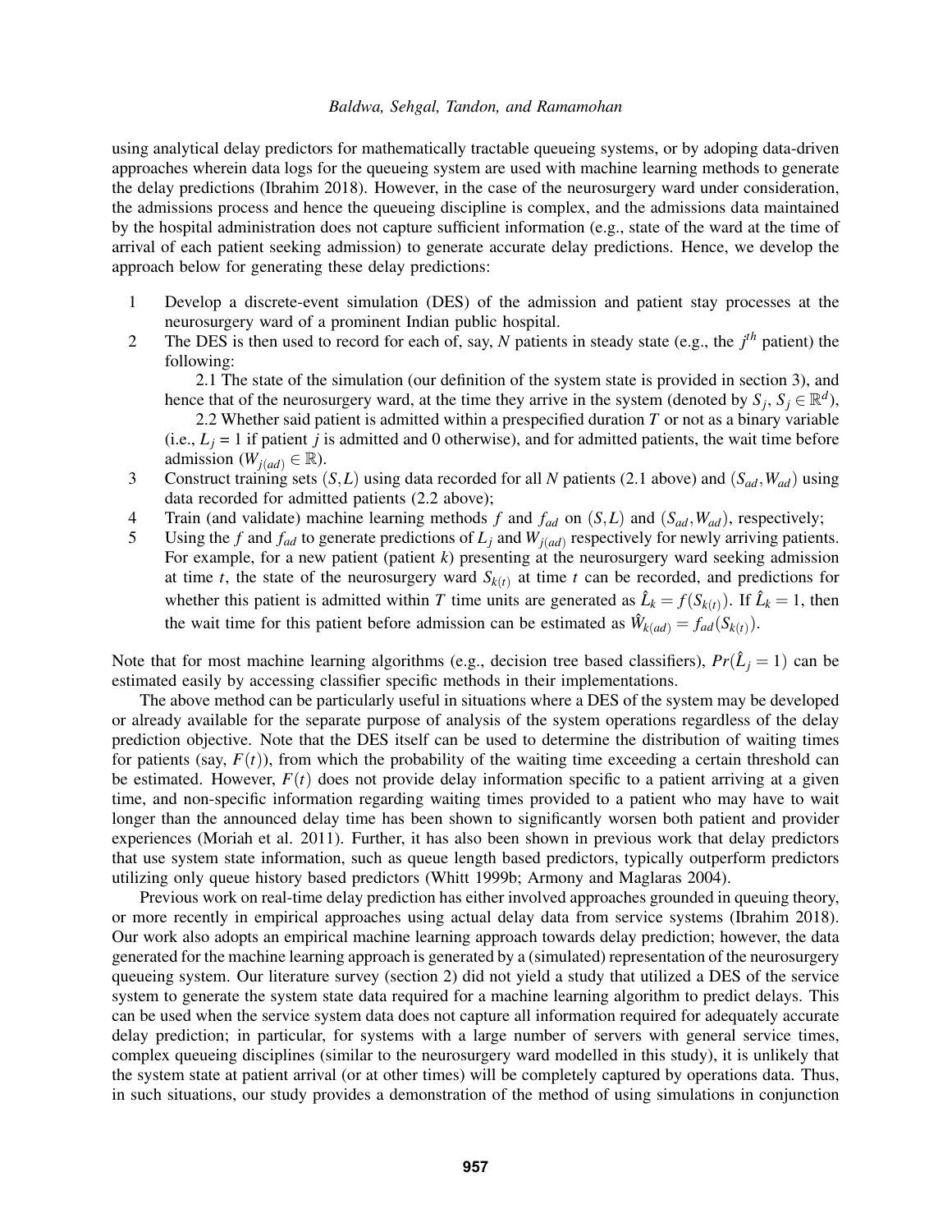using analytical delay predictors for mathematically tractable queueing systems, or by adoping data-driven approaches wherein data logs for the queueing system are used with machine learning methods to generate the delay predictions (Ibrahim 2018). However, in the case of the neurosurgery ward under consideration, the admissions process and hence the queueing discipline is complex, and the admissions data maintained by the hospital administration does not capture sufficient information (e.g., state of the ward at the time of arrival of each patient seeking admission) to generate accurate delay predictions. Hence, we develop the approach below for generating these delay predictions:

1. Develop a discrete-event simulation (DES) of the admission and patient stay processes at the neurosurgery ward of a prominent Indian public hospital.
2. The DES is then used to record for each of, say, $N$ patients in steady state (e.g., the $j^{th}$ patient) the following:

   2.1 The state of the simulation (our definition of the system state is provided in section 3), and hence that of the neurosurgery ward, at the time they arrive in the system (denoted by $S_j$, $S_j \in \mathbb{R}^d$),

   2.2 Whether said patient is admitted within a prespecified duration $T$ or not as a binary variable (i.e., $L_j$ = 1 if patient $j$ is admitted and 0 otherwise), and for admitted patients, the wait time before admission ($W_{j(ad)} \in \mathbb{R}$).
3. Construct training sets $(S, L)$ using data recorded for all $N$ patients (2.1 above) and $(S_{ad}, W_{ad})$ using data recorded for admitted patients (2.2 above);
4. Train (and validate) machine learning methods $f$ and $f_{ad}$ on $(S, L)$ and $(S_{ad}, W_{ad})$, respectively;
5. Using the $f$ and $f_{ad}$ to generate predictions of $L_j$ and $W_{j(ad)}$ respectively for newly arriving patients. For example, for a new patient (patient $k$) presenting at the neurosurgery ward seeking admission at time $t$, the state of the neurosurgery ward $S_{k(t)}$ at time $t$ can be recorded, and predictions for whether this patient is admitted within $T$ time units are generated as $\hat{L}_k = f(S_{k(t)})$. If $\hat{L}_k = 1$, then the wait time for this patient before admission can be estimated as $\hat{W}_{k(ad)} = f_{ad}(S_{k(t)})$.

Note that for most machine learning algorithms (e.g., decision tree based classifiers), $Pr(\hat{L}_j = 1)$ can be estimated easily by accessing classifier specific methods in their implementations.

The above method can be particularly useful in situations where a DES of the system may be developed or already available for the separate purpose of analysis of the system operations regardless of the delay prediction objective. Note that the DES itself can be used to determine the distribution of waiting times for patients (say, $F(t)$), from which the probability of the waiting time exceeding a certain threshold can be estimated. However, $F(t)$ does not provide delay information specific to a patient arriving at a given time, and non-specific information regarding waiting times provided to a patient who may have to wait longer than the announced delay time has been shown to significantly worsen both patient and provider experiences (Moriah et al. 2011). Further, it has also been shown in previous work that delay predictors that use system state information, such as queue length based predictors, typically outperform predictors utilizing only queue history based predictors (Whitt 1999b; Armony and Maglaras 2004).

Previous work on real-time delay prediction has either involved approaches grounded in queuing theory, or more recently in empirical approaches using actual delay data from service systems (Ibrahim 2018). Our work also adopts an empirical machine learning approach towards delay prediction; however, the data generated for the machine learning approach is generated by a (simulated) representation of the neurosurgery queueing system. Our literature survey (section 2) did not yield a study that utilized a DES of the service system to generate the system state data required for a machine learning algorithm to predict delays. This can be used when the service system data does not capture all information required for adequately accurate delay prediction; in particular, for systems with a large number of servers with general service times, complex queueing disciplines (similar to the neurosurgery ward modelled in this study), it is unlikely that the system state at patient arrival (or at other times) will be completely captured by operations data. Thus, in such situations, our study provides a demonstration of the method of using simulations in conjunction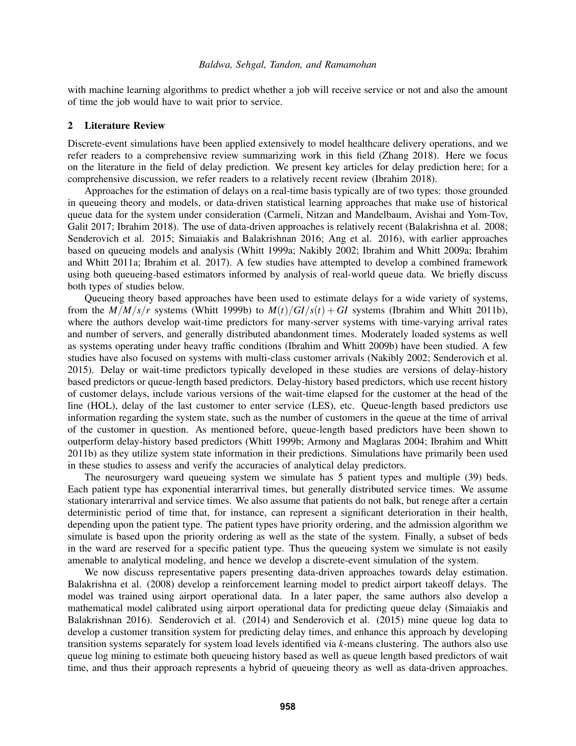with machine learning algorithms to predict whether a job will receive service or not and also the amount of time the job would have to wait prior to service.

## 2 Literature Review

Discrete-event simulations have been applied extensively to model healthcare delivery operations, and we refer readers to a comprehensive review summarizing work in this field (Zhang 2018). Here we focus on the literature in the field of delay prediction. We present key articles for delay prediction here; for a comprehensive discussion, we refer readers to a relatively recent review (Ibrahim 2018).

Approaches for the estimation of delays on a real-time basis typically are of two types: those grounded in queueing theory and models, or data-driven statistical learning approaches that make use of historical queue data for the system under consideration (Carmeli, Nitzan and Mandelbaum, Avishai and Yom-Tov, Galit 2017; Ibrahim 2018). The use of data-driven approaches is relatively recent (Balakrishna et al. 2008; Senderovich et al. 2015; Simaiakis and Balakrishnan 2016; Ang et al. 2016), with earlier approaches based on queueing models and analysis (Whitt 1999a; Nakibly 2002; Ibrahim and Whitt 2009a; Ibrahim and Whitt 2011a; Ibrahim et al. 2017). A few studies have attempted to develop a combined framework using both queueing-based estimators informed by analysis of real-world queue data. We briefly discuss both types of studies below.

Queueing theory based approaches have been used to estimate delays for a wide variety of systems, from the $M/M/s/r$ systems (Whitt 1999b) to $M(t)/GI/s(t)+GI$ systems (Ibrahim and Whitt 2011b), where the authors develop wait-time predictors for many-server systems with time-varying arrival rates and number of servers, and generally distributed abandonment times. Moderately loaded systems as well as systems operating under heavy traffic conditions (Ibrahim and Whitt 2009b) have been studied. A few studies have also focused on systems with multi-class customer arrivals (Nakibly 2002; Senderovich et al. 2015). Delay or wait-time predictors typically developed in these studies are versions of delay-history based predictors or queue-length based predictors. Delay-history based predictors, which use recent history of customer delays, include various versions of the wait-time elapsed for the customer at the head of the line (HOL), delay of the last customer to enter service (LES), etc. Queue-length based predictors use information regarding the system state, such as the number of customers in the queue at the time of arrival of the customer in question. As mentioned before, queue-length based predictors have been shown to outperform delay-history based predictors (Whitt 1999b; Armony and Maglaras 2004; Ibrahim and Whitt 2011b) as they utilize system state information in their predictions. Simulations have primarily been used in these studies to assess and verify the accuracies of analytical delay predictors.

The neurosurgery ward queueing system we simulate has 5 patient types and multiple (39) beds. Each patient type has exponential interarrival times, but generally distributed service times. We assume stationary interarrival and service times. We also assume that patients do not balk, but renege after a certain deterministic period of time that, for instance, can represent a significant deterioration in their health, depending upon the patient type. The patient types have priority ordering, and the admission algorithm we simulate is based upon the priority ordering as well as the state of the system. Finally, a subset of beds in the ward are reserved for a specific patient type. Thus the queueing system we simulate is not easily amenable to analytical modeling, and hence we develop a discrete-event simulation of the system.

We now discuss representative papers presenting data-driven approaches towards delay estimation. Balakrishna et al. (2008) develop a reinforcement learning model to predict airport takeoff delays. The model was trained using airport operational data. In a later paper, the same authors also develop a mathematical model calibrated using airport operational data for predicting queue delay (Simaiakis and Balakrishnan 2016). Senderovich et al. (2014) and Senderovich et al. (2015) mine queue log data to develop a customer transition system for predicting delay times, and enhance this approach by developing transition systems separately for system load levels identified via $k$-means clustering. The authors also use queue log mining to estimate both queueing history based as well as queue length based predictors of wait time, and thus their approach represents a hybrid of queueing theory as well as data-driven approaches.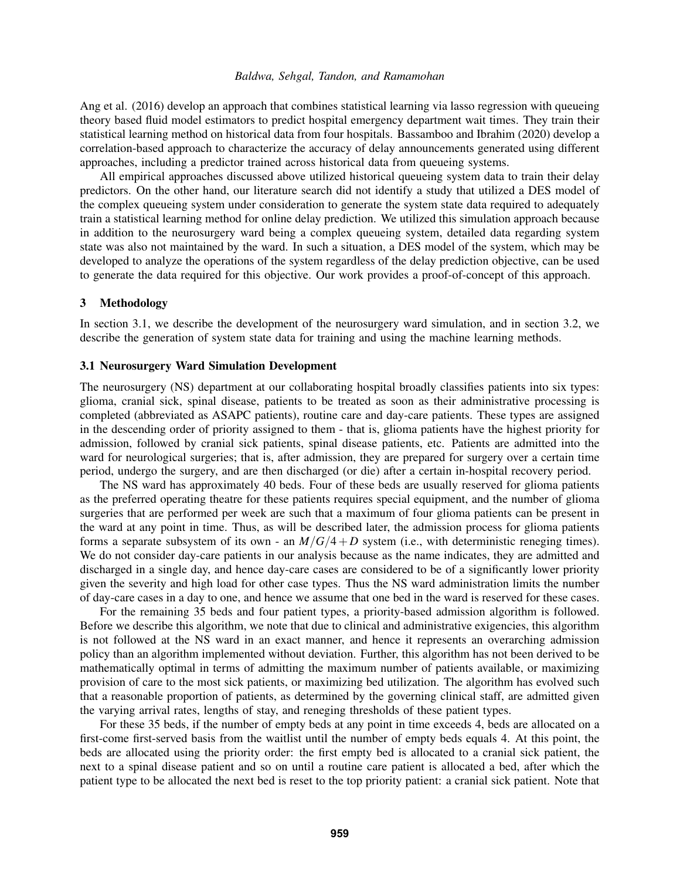Ang et al. (2016) develop an approach that combines statistical learning via lasso regression with queueing theory based fluid model estimators to predict hospital emergency department wait times. They train their statistical learning method on historical data from four hospitals. Bassamboo and Ibrahim (2020) develop a correlation-based approach to characterize the accuracy of delay announcements generated using different approaches, including a predictor trained across historical data from queueing systems.

All empirical approaches discussed above utilized historical queueing system data to train their delay predictors. On the other hand, our literature search did not identify a study that utilized a DES model of the complex queueing system under consideration to generate the system state data required to adequately train a statistical learning method for online delay prediction. We utilized this simulation approach because in addition to the neurosurgery ward being a complex queueing system, detailed data regarding system state was also not maintained by the ward. In such a situation, a DES model of the system, which may be developed to analyze the operations of the system regardless of the delay prediction objective, can be used to generate the data required for this objective. Our work provides a proof-of-concept of this approach.

## 3 Methodology

In section 3.1, we describe the development of the neurosurgery ward simulation, and in section 3.2, we describe the generation of system state data for training and using the machine learning methods.

### 3.1 Neurosurgery Ward Simulation Development

The neurosurgery (NS) department at our collaborating hospital broadly classifies patients into six types: glioma, cranial sick, spinal disease, patients to be treated as soon as their administrative processing is completed (abbreviated as ASAPC patients), routine care and day-care patients. These types are assigned in the descending order of priority assigned to them - that is, glioma patients have the highest priority for admission, followed by cranial sick patients, spinal disease patients, etc. Patients are admitted into the ward for neurological surgeries; that is, after admission, they are prepared for surgery over a certain time period, undergo the surgery, and are then discharged (or die) after a certain in-hospital recovery period.

The NS ward has approximately 40 beds. Four of these beds are usually reserved for glioma patients as the preferred operating theatre for these patients requires special equipment, and the number of glioma surgeries that are performed per week are such that a maximum of four glioma patients can be present in the ward at any point in time. Thus, as will be described later, the admission process for glioma patients forms a separate subsystem of its own - an $M/G/4+D$ system (i.e., with deterministic reneging times). We do not consider day-care patients in our analysis because as the name indicates, they are admitted and discharged in a single day, and hence day-care cases are considered to be of a significantly lower priority given the severity and high load for other case types. Thus the NS ward administration limits the number of day-care cases in a day to one, and hence we assume that one bed in the ward is reserved for these cases.

For the remaining 35 beds and four patient types, a priority-based admission algorithm is followed. Before we describe this algorithm, we note that due to clinical and administrative exigencies, this algorithm is not followed at the NS ward in an exact manner, and hence it represents an overarching admission policy than an algorithm implemented without deviation. Further, this algorithm has not been derived to be mathematically optimal in terms of admitting the maximum number of patients available, or maximizing provision of care to the most sick patients, or maximizing bed utilization. The algorithm has evolved such that a reasonable proportion of patients, as determined by the governing clinical staff, are admitted given the varying arrival rates, lengths of stay, and reneging thresholds of these patient types.

For these 35 beds, if the number of empty beds at any point in time exceeds 4, beds are allocated on a first-come first-served basis from the waitlist until the number of empty beds equals 4. At this point, the beds are allocated using the priority order: the first empty bed is allocated to a cranial sick patient, the next to a spinal disease patient and so on until a routine care patient is allocated a bed, after which the patient type to be allocated the next bed is reset to the top priority patient: a cranial sick patient. Note that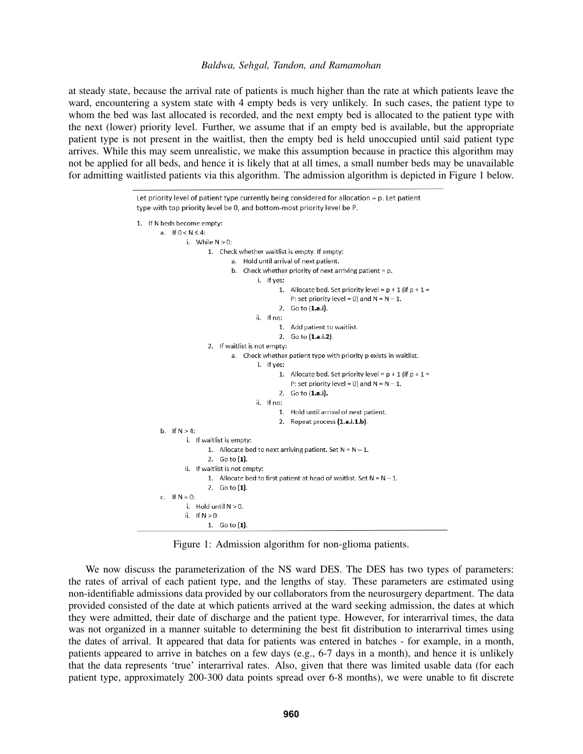at steady state, because the arrival rate of patients is much higher than the rate at which patients leave the ward, encountering a system state with 4 empty beds is very unlikely. In such cases, the patient type to whom the bed was last allocated is recorded, and the next empty bed is allocated to the patient type with the next (lower) priority level. Further, we assume that if an empty bed is available, but the appropriate patient type is not present in the waitlist, then the empty bed is held unoccupied until said patient type arrives. While this may seem unrealistic, we make this assumption because in practice this algorithm may not be applied for all beds, and hence it is likely that at all times, a small number beds may be unavailable for admitting waitlisted patients via this algorithm. The admission algorithm is depicted in Figure 1 below.

---

Let priority level of patient type currently being considered for allocation = p. Let patient type with top priority level be 0, and bottom-most priority level be P.

1. If N beds become empty:
   a. If 0 < N ≤ 4:
      i. While N > 0:
         1. Check whether waitlist is empty. If empty:
            a. Hold until arrival of next patient.
            b. Check whether priority of next arriving patient = p.
               i. If yes:
                  1. Allocate bed. Set priority level = p + 1 (if p + 1 = P: set priority level = 0) and N = N – 1.
                  2. Go to (**1.a.i**).
               ii. If no:
                  1. Add patient to waitlist.
                  2. Go to (**1.a.i.2**).
         2. If waitlist is not empty:
            a. Check whether patient type with priority p exists in waitlist.
               i. If yes:
                  1. Allocate bed. Set priority level = p + 1 (if p + 1 = P: set priority level = 0) and N = N – 1.
                  2. Go to (**1.a.i**).
               ii. If no:
                  1. Hold until arrival of next patient.
                  2. Repeat process (**1.a.i.1.b**).
   b. If N > 4:
      i. If waitlist is empty:
         1. Allocate bed to next arriving patient. Set N = N – 1.
         2. Go to (**1**).
      ii. If waitlist is not empty:
         1. Allocate bed to first patient at head of waitlist. Set N = N – 1.
         2. Go to (**1**).
   c. If N = 0:
      i. Hold until N > 0.
      ii. If N > 0:
         1. Go to (**1**).

---

Figure 1: Admission algorithm for non-glioma patients.

We now discuss the parameterization of the NS ward DES. The DES has two types of parameters: the rates of arrival of each patient type, and the lengths of stay. These parameters are estimated using non-identifiable admissions data provided by our collaborators from the neurosurgery department. The data provided consisted of the date at which patients arrived at the ward seeking admission, the dates at which they were admitted, their date of discharge and the patient type. However, for interarrival times, the data was not organized in a manner suitable to determining the best fit distribution to interarrival times using the dates of arrival. It appeared that data for patients was entered in batches - for example, in a month, patients appeared to arrive in batches on a few days (e.g., 6-7 days in a month), and hence it is unlikely that the data represents 'true' interarrival rates. Also, given that there was limited usable data (for each patient type, approximately 200-300 data points spread over 6-8 months), we were unable to fit discrete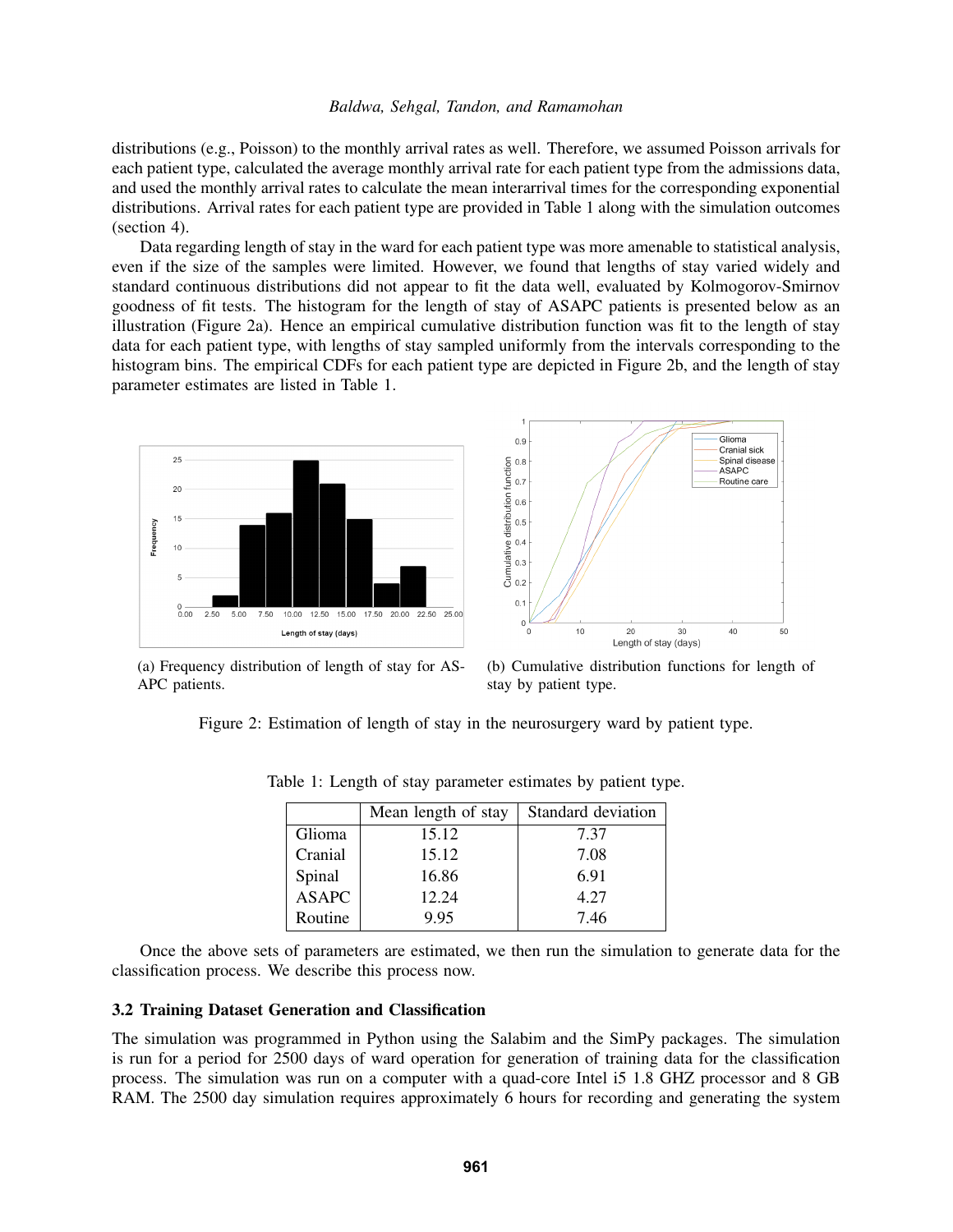distributions (e.g., Poisson) to the monthly arrival rates as well. Therefore, we assumed Poisson arrivals for each patient type, calculated the average monthly arrival rate for each patient type from the admissions data, and used the monthly arrival rates to calculate the mean interarrival times for the corresponding exponential distributions. Arrival rates for each patient type are provided in Table 1 along with the simulation outcomes (section 4).

Data regarding length of stay in the ward for each patient type was more amenable to statistical analysis, even if the size of the samples were limited. However, we found that lengths of stay varied widely and standard continuous distributions did not appear to fit the data well, evaluated by Kolmogorov-Smirnov goodness of fit tests. The histogram for the length of stay of ASAPC patients is presented below as an illustration (Figure 2a). Hence an empirical cumulative distribution function was fit to the length of stay data for each patient type, with lengths of stay sampled uniformly from the intervals corresponding to the histogram bins. The empirical CDFs for each patient type are depicted in Figure 2b, and the length of stay parameter estimates are listed in Table 1.

(a) Frequency distribution of length of stay for ASAPC patients.

(b) Cumulative distribution functions for length of stay by patient type.

Figure 2: Estimation of length of stay in the neurosurgery ward by patient type.

Table 1: Length of stay parameter estimates by patient type.

| | Mean length of stay | Standard deviation |
|---|---|---|
| Glioma | 15.12 | 7.37 |
| Cranial | 15.12 | 7.08 |
| Spinal | 16.86 | 6.91 |
| ASAPC | 12.24 | 4.27 |
| Routine | 9.95 | 7.46 |

Once the above sets of parameters are estimated, we then run the simulation to generate data for the classification process. We describe this process now.

### 3.2 Training Dataset Generation and Classification

The simulation was programmed in Python using the Salabim and the SimPy packages. The simulation is run for a period for 2500 days of ward operation for generation of training data for the classification process. The simulation was run on a computer with a quad-core Intel i5 1.8 GHZ processor and 8 GB RAM. The 2500 day simulation requires approximately 6 hours for recording and generating the system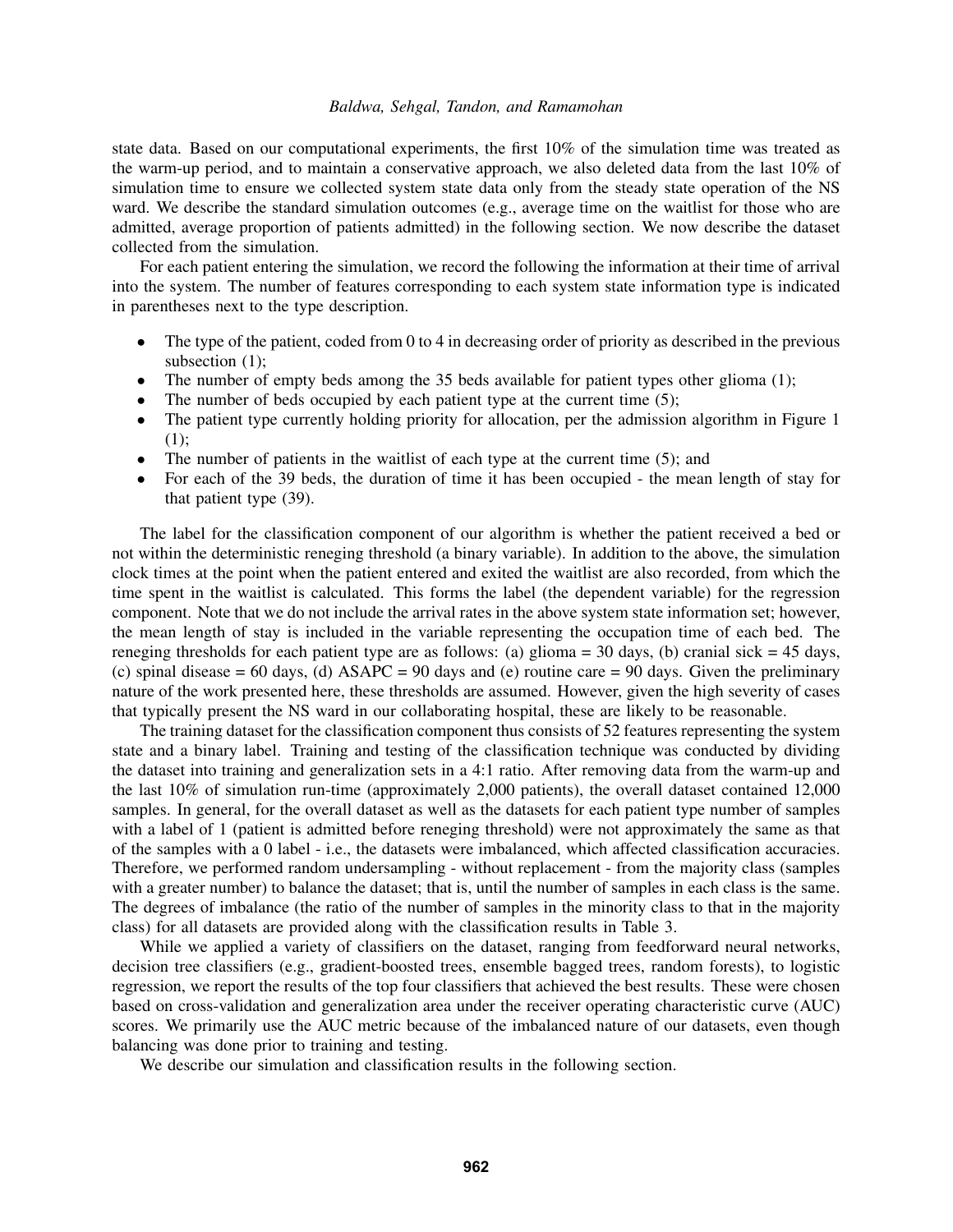state data. Based on our computational experiments, the first 10% of the simulation time was treated as the warm-up period, and to maintain a conservative approach, we also deleted data from the last 10% of simulation time to ensure we collected system state data only from the steady state operation of the NS ward. We describe the standard simulation outcomes (e.g., average time on the waitlist for those who are admitted, average proportion of patients admitted) in the following section. We now describe the dataset collected from the simulation.

For each patient entering the simulation, we record the following the information at their time of arrival into the system. The number of features corresponding to each system state information type is indicated in parentheses next to the type description.

- The type of the patient, coded from 0 to 4 in decreasing order of priority as described in the previous subsection (1);
- The number of empty beds among the 35 beds available for patient types other glioma (1);
- The number of beds occupied by each patient type at the current time (5);
- The patient type currently holding priority for allocation, per the admission algorithm in Figure 1 (1);
- The number of patients in the waitlist of each type at the current time (5); and
- For each of the 39 beds, the duration of time it has been occupied - the mean length of stay for that patient type (39).

The label for the classification component of our algorithm is whether the patient received a bed or not within the deterministic reneging threshold (a binary variable). In addition to the above, the simulation clock times at the point when the patient entered and exited the waitlist are also recorded, from which the time spent in the waitlist is calculated. This forms the label (the dependent variable) for the regression component. Note that we do not include the arrival rates in the above system state information set; however, the mean length of stay is included in the variable representing the occupation time of each bed. The reneging thresholds for each patient type are as follows: (a) glioma = 30 days, (b) cranial sick = 45 days, (c) spinal disease = 60 days, (d) ASAPC = 90 days and (e) routine care = 90 days. Given the preliminary nature of the work presented here, these thresholds are assumed. However, given the high severity of cases that typically present the NS ward in our collaborating hospital, these are likely to be reasonable.

The training dataset for the classification component thus consists of 52 features representing the system state and a binary label. Training and testing of the classification technique was conducted by dividing the dataset into training and generalization sets in a 4:1 ratio. After removing data from the warm-up and the last 10% of simulation run-time (approximately 2,000 patients), the overall dataset contained 12,000 samples. In general, for the overall dataset as well as the datasets for each patient type number of samples with a label of 1 (patient is admitted before reneging threshold) were not approximately the same as that of the samples with a 0 label - i.e., the datasets were imbalanced, which affected classification accuracies. Therefore, we performed random undersampling - without replacement - from the majority class (samples with a greater number) to balance the dataset; that is, until the number of samples in each class is the same. The degrees of imbalance (the ratio of the number of samples in the minority class to that in the majority class) for all datasets are provided along with the classification results in Table 3.

While we applied a variety of classifiers on the dataset, ranging from feedforward neural networks, decision tree classifiers (e.g., gradient-boosted trees, ensemble bagged trees, random forests), to logistic regression, we report the results of the top four classifiers that achieved the best results. These were chosen based on cross-validation and generalization area under the receiver operating characteristic curve (AUC) scores. We primarily use the AUC metric because of the imbalanced nature of our datasets, even though balancing was done prior to training and testing.

We describe our simulation and classification results in the following section.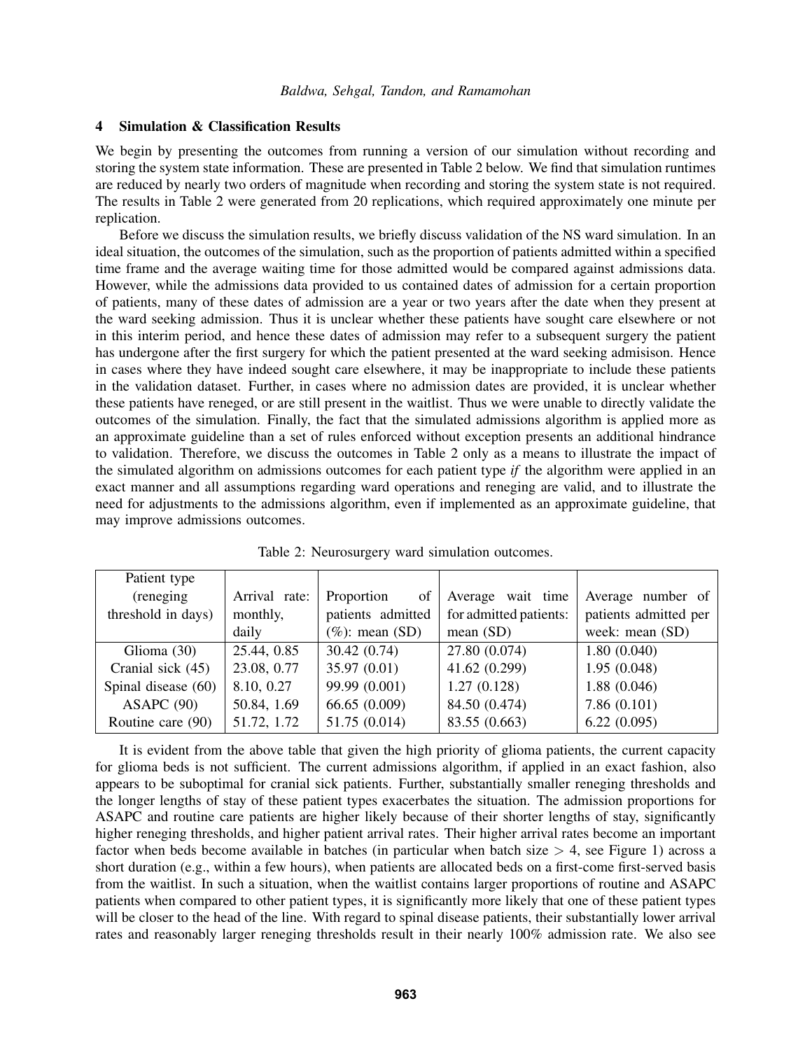## 4 Simulation & Classification Results

We begin by presenting the outcomes from running a version of our simulation without recording and storing the system state information. These are presented in Table 2 below. We find that simulation runtimes are reduced by nearly two orders of magnitude when recording and storing the system state is not required. The results in Table 2 were generated from 20 replications, which required approximately one minute per replication.

Before we discuss the simulation results, we briefly discuss validation of the NS ward simulation. In an ideal situation, the outcomes of the simulation, such as the proportion of patients admitted within a specified time frame and the average waiting time for those admitted would be compared against admissions data. However, while the admissions data provided to us contained dates of admission for a certain proportion of patients, many of these dates of admission are a year or two years after the date when they present at the ward seeking admission. Thus it is unclear whether these patients have sought care elsewhere or not in this interim period, and hence these dates of admission may refer to a subsequent surgery the patient has undergone after the first surgery for which the patient presented at the ward seeking admisison. Hence in cases where they have indeed sought care elsewhere, it may be inappropriate to include these patients in the validation dataset. Further, in cases where no admission dates are provided, it is unclear whether these patients have reneged, or are still present in the waitlist. Thus we were unable to directly validate the outcomes of the simulation. Finally, the fact that the simulated admissions algorithm is applied more as an approximate guideline than a set of rules enforced without exception presents an additional hindrance to validation. Therefore, we discuss the outcomes in Table 2 only as a means to illustrate the impact of the simulated algorithm on admissions outcomes for each patient type *if* the algorithm were applied in an exact manner and all assumptions regarding ward operations and reneging are valid, and to illustrate the need for adjustments to the admissions algorithm, even if implemented as an approximate guideline, that may improve admissions outcomes.

Table 2: Neurosurgery ward simulation outcomes.

| Patient type (reneging threshold in days) | Arrival rate: monthly, daily | Proportion of patients admitted (%): mean (SD) | Average wait time for admitted patients: mean (SD) | Average number of patients admitted per week: mean (SD) |
|---|---|---|---|---|
| Glioma (30) | 25.44, 0.85 | 30.42 (0.74) | 27.80 (0.074) | 1.80 (0.040) |
| Cranial sick (45) | 23.08, 0.77 | 35.97 (0.01) | 41.62 (0.299) | 1.95 (0.048) |
| Spinal disease (60) | 8.10, 0.27 | 99.99 (0.001) | 1.27 (0.128) | 1.88 (0.046) |
| ASAPC (90) | 50.84, 1.69 | 66.65 (0.009) | 84.50 (0.474) | 7.86 (0.101) |
| Routine care (90) | 51.72, 1.72 | 51.75 (0.014) | 83.55 (0.663) | 6.22 (0.095) |

It is evident from the above table that given the high priority of glioma patients, the current capacity for glioma beds is not sufficient. The current admissions algorithm, if applied in an exact fashion, also appears to be suboptimal for cranial sick patients. Further, substantially smaller reneging thresholds and the longer lengths of stay of these patient types exacerbates the situation. The admission proportions for ASAPC and routine care patients are higher likely because of their shorter lengths of stay, significantly higher reneging thresholds, and higher patient arrival rates. Their higher arrival rates become an important factor when beds become available in batches (in particular when batch size $> 4$, see Figure 1) across a short duration (e.g., within a few hours), when patients are allocated beds on a first-come first-served basis from the waitlist. In such a situation, when the waitlist contains larger proportions of routine and ASAPC patients when compared to other patient types, it is significantly more likely that one of these patient types will be closer to the head of the line. With regard to spinal disease patients, their substantially lower arrival rates and reasonably larger reneging thresholds result in their nearly 100% admission rate. We also see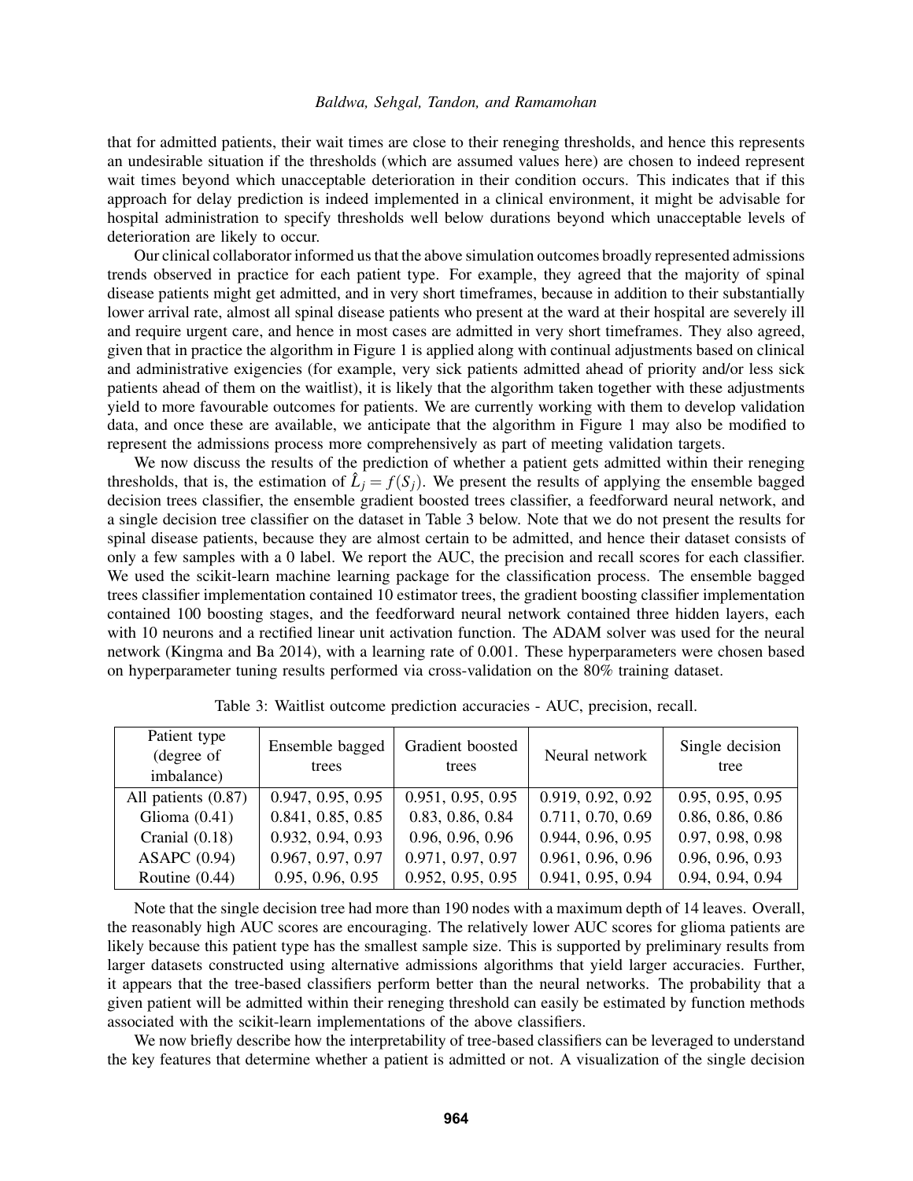that for admitted patients, their wait times are close to their reneging thresholds, and hence this represents an undesirable situation if the thresholds (which are assumed values here) are chosen to indeed represent wait times beyond which unacceptable deterioration in their condition occurs. This indicates that if this approach for delay prediction is indeed implemented in a clinical environment, it might be advisable for hospital administration to specify thresholds well below durations beyond which unacceptable levels of deterioration are likely to occur.

Our clinical collaborator informed us that the above simulation outcomes broadly represented admissions trends observed in practice for each patient type. For example, they agreed that the majority of spinal disease patients might get admitted, and in very short timeframes, because in addition to their substantially lower arrival rate, almost all spinal disease patients who present at the ward at their hospital are severely ill and require urgent care, and hence in most cases are admitted in very short timeframes. They also agreed, given that in practice the algorithm in Figure 1 is applied along with continual adjustments based on clinical and administrative exigencies (for example, very sick patients admitted ahead of priority and/or less sick patients ahead of them on the waitlist), it is likely that the algorithm taken together with these adjustments yield to more favourable outcomes for patients. We are currently working with them to develop validation data, and once these are available, we anticipate that the algorithm in Figure 1 may also be modified to represent the admissions process more comprehensively as part of meeting validation targets.

We now discuss the results of the prediction of whether a patient gets admitted within their reneging thresholds, that is, the estimation of $\hat{L}_j = f(S_j)$. We present the results of applying the ensemble bagged decision trees classifier, the ensemble gradient boosted trees classifier, a feedforward neural network, and a single decision tree classifier on the dataset in Table 3 below. Note that we do not present the results for spinal disease patients, because they are almost certain to be admitted, and hence their dataset consists of only a few samples with a 0 label. We report the AUC, the precision and recall scores for each classifier. We used the scikit-learn machine learning package for the classification process. The ensemble bagged trees classifier implementation contained 10 estimator trees, the gradient boosting classifier implementation contained 100 boosting stages, and the feedforward neural network contained three hidden layers, each with 10 neurons and a rectified linear unit activation function. The ADAM solver was used for the neural network (Kingma and Ba 2014), with a learning rate of 0.001. These hyperparameters were chosen based on hyperparameter tuning results performed via cross-validation on the 80% training dataset.

Table 3: Waitlist outcome prediction accuracies - AUC, precision, recall.

| Patient type (degree of imbalance) | Ensemble bagged trees | Gradient boosted trees | Neural network | Single decision tree |
|---|---|---|---|---|
| All patients (0.87) | 0.947, 0.95, 0.95 | 0.951, 0.95, 0.95 | 0.919, 0.92, 0.92 | 0.95, 0.95, 0.95 |
| Glioma (0.41) | 0.841, 0.85, 0.85 | 0.83, 0.86, 0.84 | 0.711, 0.70, 0.69 | 0.86, 0.86, 0.86 |
| Cranial (0.18) | 0.932, 0.94, 0.93 | 0.96, 0.96, 0.96 | 0.944, 0.96, 0.95 | 0.97, 0.98, 0.98 |
| ASAPC (0.94) | 0.967, 0.97, 0.97 | 0.971, 0.97, 0.97 | 0.961, 0.96, 0.96 | 0.96, 0.96, 0.93 |
| Routine (0.44) | 0.95, 0.96, 0.95 | 0.952, 0.95, 0.95 | 0.941, 0.95, 0.94 | 0.94, 0.94, 0.94 |

Note that the single decision tree had more than 190 nodes with a maximum depth of 14 leaves. Overall, the reasonably high AUC scores are encouraging. The relatively lower AUC scores for glioma patients are likely because this patient type has the smallest sample size. This is supported by preliminary results from larger datasets constructed using alternative admissions algorithms that yield larger accuracies. Further, it appears that the tree-based classifiers perform better than the neural networks. The probability that a given patient will be admitted within their reneging threshold can easily be estimated by function methods associated with the scikit-learn implementations of the above classifiers.

We now briefly describe how the interpretability of tree-based classifiers can be leveraged to understand the key features that determine whether a patient is admitted or not. A visualization of the single decision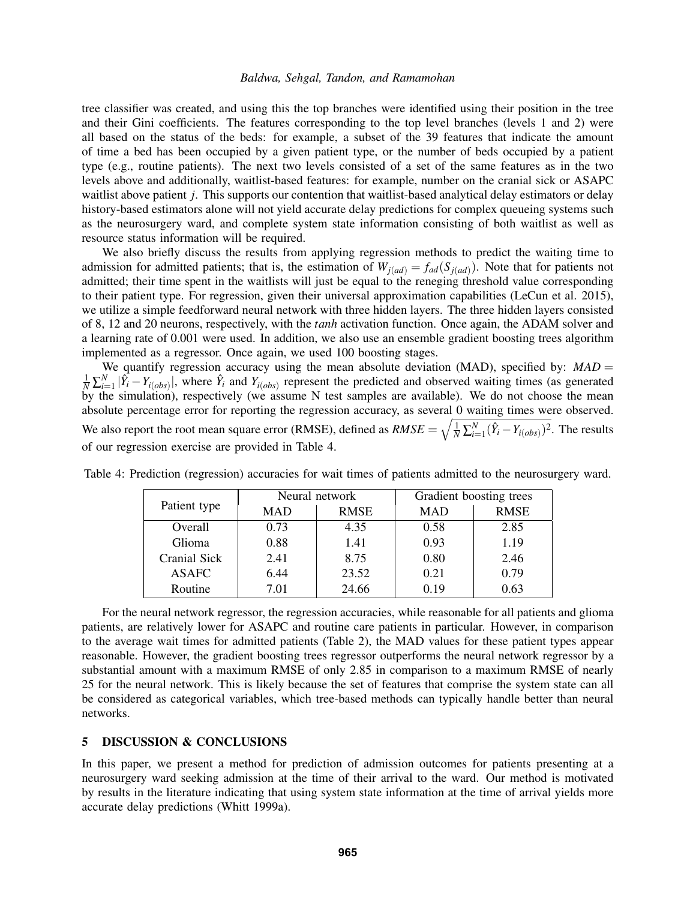tree classifier was created, and using this the top branches were identified using their position in the tree and their Gini coefficients. The features corresponding to the top level branches (levels 1 and 2) were all based on the status of the beds: for example, a subset of the 39 features that indicate the amount of time a bed has been occupied by a given patient type, or the number of beds occupied by a patient type (e.g., routine patients). The next two levels consisted of a set of the same features as in the two levels above and additionally, waitlist-based features: for example, number on the cranial sick or ASAPC waitlist above patient $j$. This supports our contention that waitlist-based analytical delay estimators or delay history-based estimators alone will not yield accurate delay predictions for complex queueing systems such as the neurosurgery ward, and complete system state information consisting of both waitlist as well as resource status information will be required.

We also briefly discuss the results from applying regression methods to predict the waiting time to admission for admitted patients; that is, the estimation of $W_{j(ad)} = f_{ad}(S_{j(ad)})$. Note that for patients not admitted; their time spent in the waitlists will just be equal to the reneging threshold value corresponding to their patient type. For regression, given their universal approximation capabilities (LeCun et al. 2015), we utilize a simple feedforward neural network with three hidden layers. The three hidden layers consisted of 8, 12 and 20 neurons, respectively, with the *tanh* activation function. Once again, the ADAM solver and a learning rate of 0.001 were used. In addition, we also use an ensemble gradient boosting trees algorithm implemented as a regressor. Once again, we used 100 boosting stages.

We quantify regression accuracy using the mean absolute deviation (MAD), specified by: $MAD = \frac{1}{N}\sum_{i=1}^{N} |\hat{Y}_i - Y_{i(obs)}|$, where $\hat{Y}_i$ and $Y_{i(obs)}$ represent the predicted and observed waiting times (as generated by the simulation), respectively (we assume N test samples are available). We do not choose the mean absolute percentage error for reporting the regression accuracy, as several 0 waiting times were observed. We also report the root mean square error (RMSE), defined as $RMSE = \sqrt{\frac{1}{N}\sum_{i=1}^{N}(\hat{Y}_i - Y_{i(obs)})^2}$. The results of our regression exercise are provided in Table 4.

Table 4: Prediction (regression) accuracies for wait times of patients admitted to the neurosurgery ward.

| Patient type | Neural network | | Gradient boosting trees | |
|---|---|---|---|---|
| | MAD | RMSE | MAD | RMSE |
| Overall | 0.73 | 4.35 | 0.58 | 2.85 |
| Glioma | 0.88 | 1.41 | 0.93 | 1.19 |
| Cranial Sick | 2.41 | 8.75 | 0.80 | 2.46 |
| ASAFC | 6.44 | 23.52 | 0.21 | 0.79 |
| Routine | 7.01 | 24.66 | 0.19 | 0.63 |

For the neural network regressor, the regression accuracies, while reasonable for all patients and glioma patients, are relatively lower for ASAPC and routine care patients in particular. However, in comparison to the average wait times for admitted patients (Table 2), the MAD values for these patient types appear reasonable. However, the gradient boosting trees regressor outperforms the neural network regressor by a substantial amount with a maximum RMSE of only 2.85 in comparison to a maximum RMSE of nearly 25 for the neural network. This is likely because the set of features that comprise the system state can all be considered as categorical variables, which tree-based methods can typically handle better than neural networks.

## 5 DISCUSSION & CONCLUSIONS

In this paper, we present a method for prediction of admission outcomes for patients presenting at a neurosurgery ward seeking admission at the time of their arrival to the ward. Our method is motivated by results in the literature indicating that using system state information at the time of arrival yields more accurate delay predictions (Whitt 1999a).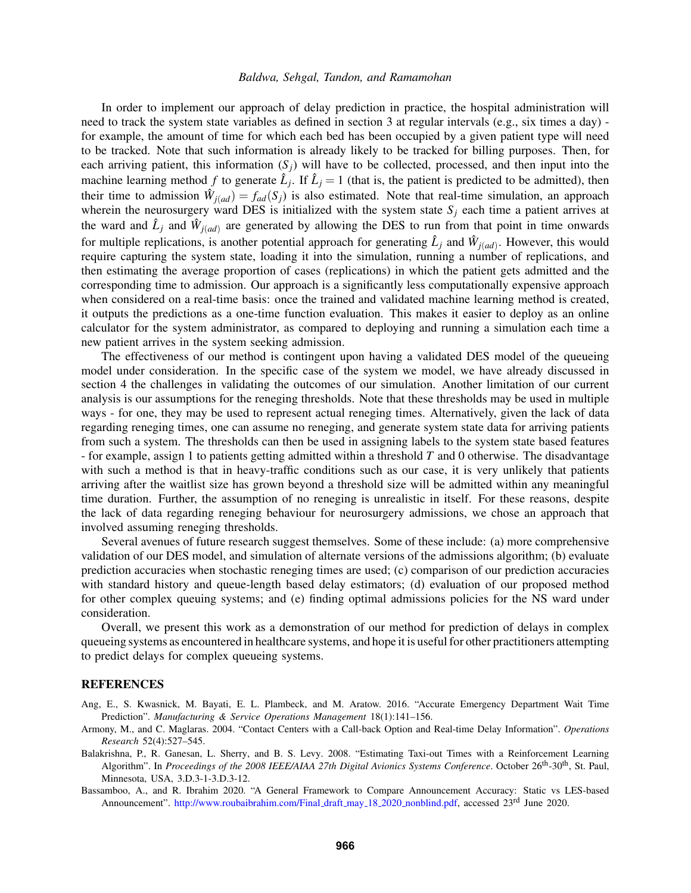In order to implement our approach of delay prediction in practice, the hospital administration will need to track the system state variables as defined in section 3 at regular intervals (e.g., six times a day) - for example, the amount of time for which each bed has been occupied by a given patient type will need to be tracked. Note that such information is already likely to be tracked for billing purposes. Then, for each arriving patient, this information ($S_j$) will have to be collected, processed, and then input into the machine learning method $f$ to generate $\hat{L}_j$. If $\hat{L}_j = 1$ (that is, the patient is predicted to be admitted), then their time to admission $\hat{W}_{j(ad)} = f_{ad}(S_j)$ is also estimated. Note that real-time simulation, an approach wherein the neurosurgery ward DES is initialized with the system state $S_j$ each time a patient arrives at the ward and $\hat{L}_j$ and $\hat{W}_{j(ad)}$ are generated by allowing the DES to run from that point in time onwards for multiple replications, is another potential approach for generating $\hat{L}_j$ and $\hat{W}_{j(ad)}$. However, this would require capturing the system state, loading it into the simulation, running a number of replications, and then estimating the average proportion of cases (replications) in which the patient gets admitted and the corresponding time to admission. Our approach is a significantly less computationally expensive approach when considered on a real-time basis: once the trained and validated machine learning method is created, it outputs the predictions as a one-time function evaluation. This makes it easier to deploy as an online calculator for the system administrator, as compared to deploying and running a simulation each time a new patient arrives in the system seeking admission.

The effectiveness of our method is contingent upon having a validated DES model of the queueing model under consideration. In the specific case of the system we model, we have already discussed in section 4 the challenges in validating the outcomes of our simulation. Another limitation of our current analysis is our assumptions for the reneging thresholds. Note that these thresholds may be used in multiple ways - for one, they may be used to represent actual reneging times. Alternatively, given the lack of data regarding reneging times, one can assume no reneging, and generate system state data for arriving patients from such a system. The thresholds can then be used in assigning labels to the system state based features - for example, assign 1 to patients getting admitted within a threshold $T$ and 0 otherwise. The disadvantage with such a method is that in heavy-traffic conditions such as our case, it is very unlikely that patients arriving after the waitlist size has grown beyond a threshold size will be admitted within any meaningful time duration. Further, the assumption of no reneging is unrealistic in itself. For these reasons, despite the lack of data regarding reneging behaviour for neurosurgery admissions, we chose an approach that involved assuming reneging thresholds.

Several avenues of future research suggest themselves. Some of these include: (a) more comprehensive validation of our DES model, and simulation of alternate versions of the admissions algorithm; (b) evaluate prediction accuracies when stochastic reneging times are used; (c) comparison of our prediction accuracies with standard history and queue-length based delay estimators; (d) evaluation of our proposed method for other complex queuing systems; and (e) finding optimal admissions policies for the NS ward under consideration.

Overall, we present this work as a demonstration of our method for prediction of delays in complex queueing systems as encountered in healthcare systems, and hope it is useful for other practitioners attempting to predict delays for complex queueing systems.

## REFERENCES

Ang, E., S. Kwasnick, M. Bayati, E. L. Plambeck, and M. Aratow. 2016. "Accurate Emergency Department Wait Time Prediction". *Manufacturing & Service Operations Management* 18(1):141–156.

Armony, M., and C. Maglaras. 2004. "Contact Centers with a Call-back Option and Real-time Delay Information". *Operations Research* 52(4):527–545.

Balakrishna, P., R. Ganesan, L. Sherry, and B. S. Levy. 2008. "Estimating Taxi-out Times with a Reinforcement Learning Algorithm". In *Proceedings of the 2008 IEEE/AIAA 27th Digital Avionics Systems Conference*. October 26th-30th, St. Paul, Minnesota, USA, 3.D.3-1-3.D.3-12.

Bassamboo, A., and R. Ibrahim 2020. "A General Framework to Compare Announcement Accuracy: Static vs LES-based Announcement". http://www.roubaibrahim.com/Final_draft_may_18_2020_nonblind.pdf, accessed 23rd June 2020.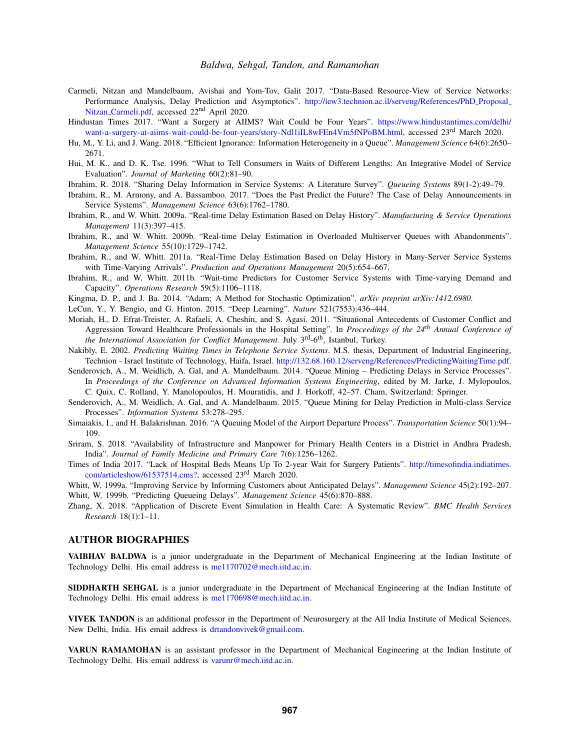Carmeli, Nitzan and Mandelbaum, Avishai and Yom-Tov, Galit 2017. "Data-Based Resource-View of Service Networks: Performance Analysis, Delay Prediction and Asymptotics". http://iew3.technion.ac.il/serveng/References/PhD_Proposal_Nitzan_Carmeli.pdf, accessed 22nd April 2020.

Hindustan Times 2017. "Want a Surgery at AIIMS? Wait Could be Four Years". https://www.hindustantimes.com/delhi/want-a-surgery-at-aiims-wait-could-be-four-years/story-Ndl1iIL8wFEn4Vm5fNPoBM.html, accessed 23rd March 2020.

Hu, M., Y. Li, and J. Wang. 2018. "Efficient Ignorance: Information Heterogeneity in a Queue". *Management Science* 64(6):2650–2671.

Hui, M. K., and D. K. Tse. 1996. "What to Tell Consumers in Waits of Different Lengths: An Integrative Model of Service Evaluation". *Journal of Marketing* 60(2):81–90.

Ibrahim, R. 2018. "Sharing Delay Information in Service Systems: A Literature Survey". *Queueing Systems* 89(1-2):49–79.

Ibrahim, R., M. Armony, and A. Bassamboo. 2017. "Does the Past Predict the Future? The Case of Delay Announcements in Service Systems". *Management Science* 63(6):1762–1780.

Ibrahim, R., and W. Whitt. 2009a. "Real-time Delay Estimation Based on Delay History". *Manufacturing & Service Operations Management* 11(3):397–415.

Ibrahim, R., and W. Whitt. 2009b. "Real-time Delay Estimation in Overloaded Multiserver Queues with Abandonments". *Management Science* 55(10):1729–1742.

Ibrahim, R., and W. Whitt. 2011a. "Real-Time Delay Estimation Based on Delay History in Many-Server Service Systems with Time-Varying Arrivals". *Production and Operations Management* 20(5):654–667.

Ibrahim, R., and W. Whitt. 2011b. "Wait-time Predictors for Customer Service Systems with Time-varying Demand and Capacity". *Operations Research* 59(5):1106–1118.

Kingma, D. P., and J. Ba. 2014. "Adam: A Method for Stochastic Optimization". *arXiv preprint arXiv:1412.6980*.

LeCun, Y., Y. Bengio, and G. Hinton. 2015. "Deep Learning". *Nature* 521(7553):436–444.

Moriah, H., D. Efrat-Treister, A. Rafaeli, A. Cheshin, and S. Agasi. 2011. "Situational Antecedents of Customer Conflict and Aggression Toward Healthcare Professionals in the Hospital Setting". In *Proceedings of the 24th Annual Conference of the International Association for Conflict Management*. July 3rd-6th, Istanbul, Turkey.

Nakibly, E. 2002. *Predicting Waiting Times in Telephone Service Systems*. M.S. thesis, Department of Industrial Engineering, Technion - Israel Institute of Technology, Haifa, Israel. http://132.68.160.12/serveng/References/PredictingWaitingTime.pdf.

Senderovich, A., M. Weidlich, A. Gal, and A. Mandelbaum. 2014. "Queue Mining – Predicting Delays in Service Processes". In *Proceedings of the Conference on Advanced Information Systems Engineering*, edited by M. Jarke, J. Mylopoulos, C. Quix, C. Rolland, Y. Manolopoulos, H. Mouratidis, and J. Horkoff, 42–57. Cham, Switzerland: Springer.

Senderovich, A., M. Weidlich, A. Gal, and A. Mandelbaum. 2015. "Queue Mining for Delay Prediction in Multi-class Service Processes". *Information Systems* 53:278–295.

Simaiakis, I., and H. Balakrishnan. 2016. "A Queuing Model of the Airport Departure Process". *Transportation Science* 50(1):94–109.

Sriram, S. 2018. "Availability of Infrastructure and Manpower for Primary Health Centers in a District in Andhra Pradesh, India". *Journal of Family Medicine and Primary Care* 7(6):1256–1262.

Times of India 2017. "Lack of Hospital Beds Means Up To 2-year Wait for Surgery Patients". http://timesofindia.indiatimes.com/articleshow/61537514.cms?, accessed 23rd March 2020.

Whitt, W. 1999a. "Improving Service by Informing Customers about Anticipated Delays". *Management Science* 45(2):192–207.

Whitt, W. 1999b. "Predicting Queueing Delays". *Management Science* 45(6):870–888.

Zhang, X. 2018. "Application of Discrete Event Simulation in Health Care: A Systematic Review". *BMC Health Services Research* 18(1):1–11.

## AUTHOR BIOGRAPHIES

**VAIBHAV BALDWA** is a junior undergraduate in the Department of Mechanical Engineering at the Indian Institute of Technology Delhi. His email address is me1170702@mech.iitd.ac.in.

**SIDDHARTH SEHGAL** is a junior undergraduate in the Department of Mechanical Engineering at the Indian Institute of Technology Delhi. His email address is me1170698@mech.iitd.ac.in.

**VIVEK TANDON** is an additional professor in the Department of Neurosurgery at the All India Institute of Medical Sciences, New Delhi, India. His email address is drtandonvivek@gmail.com.

**VARUN RAMAMOHAN** is an assistant professor in the Department of Mechanical Engineering at the Indian Institute of Technology Delhi. His email address is varunr@mech.iitd.ac.in.